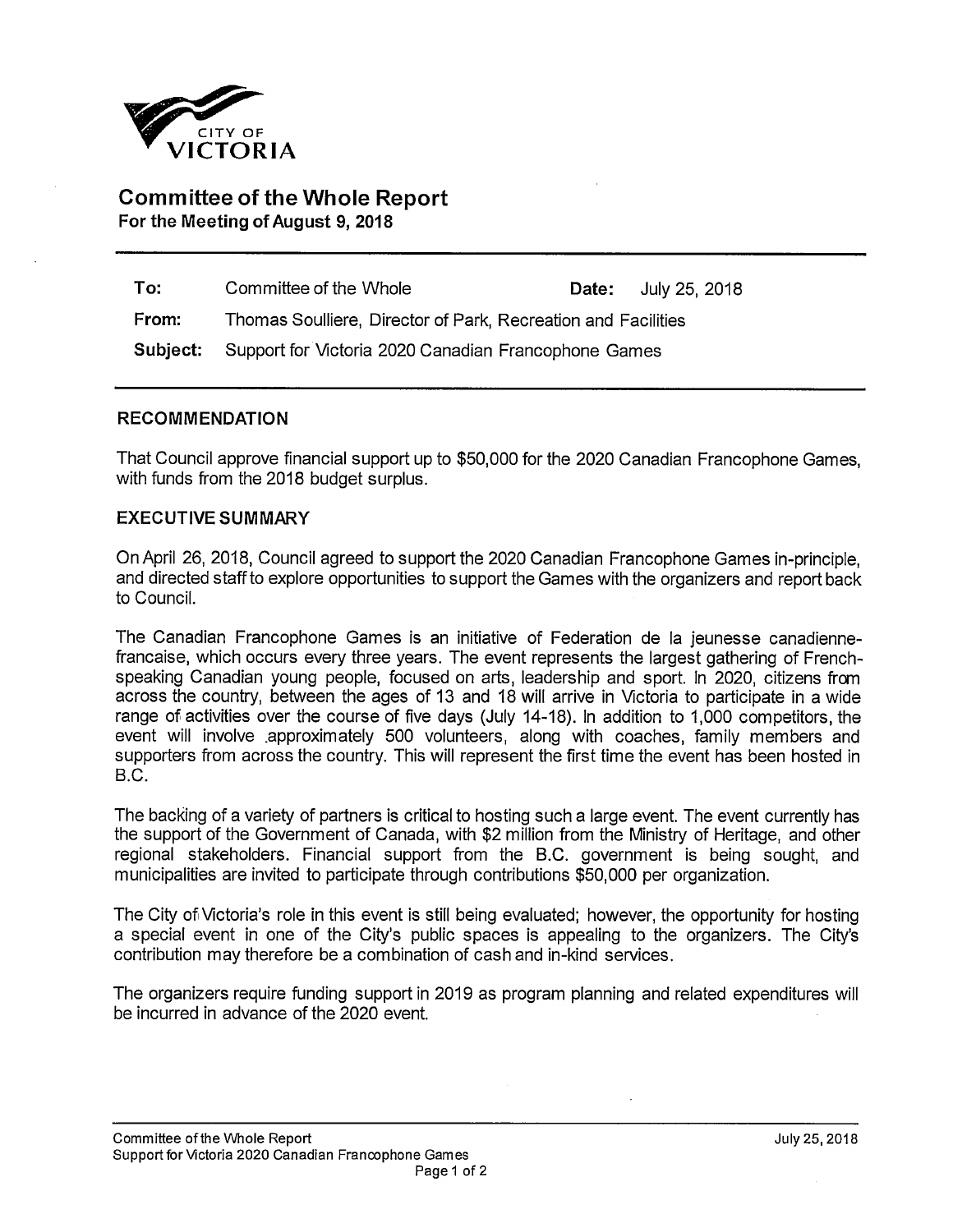CITY OF
VICTORIA

## Committee of the Whole Report

**For the Meeting of August 9, 2018**

| | | | |
|---|---|---|---|
| **To:** | Committee of the Whole | **Date:** | July 25, 2018 |
| **From:** | Thomas Soulliere, Director of Park, Recreation and Facilities | | |
| **Subject:** | Support for Victoria 2020 Canadian Francophone Games | | |

### RECOMMENDATION

That Council approve financial support up to $50,000 for the 2020 Canadian Francophone Games, with funds from the 2018 budget surplus.

### EXECUTIVE SUMMARY

On April 26, 2018, Council agreed to support the 2020 Canadian Francophone Games in-principle, and directed staff to explore opportunities to support the Games with the organizers and report back to Council.

The Canadian Francophone Games is an initiative of Federation de la jeunesse canadienne-francaise, which occurs every three years. The event represents the largest gathering of French-speaking Canadian young people, focused on arts, leadership and sport. In 2020, citizens from across the country, between the ages of 13 and 18 will arrive in Victoria to participate in a wide range of activities over the course of five days (July 14-18). In addition to 1,000 competitors, the event will involve approximately 500 volunteers, along with coaches, family members and supporters from across the country. This will represent the first time the event has been hosted in B.C.

The backing of a variety of partners is critical to hosting such a large event. The event currently has the support of the Government of Canada, with $2 million from the Ministry of Heritage, and other regional stakeholders. Financial support from the B.C. government is being sought, and municipalities are invited to participate through contributions $50,000 per organization.

The City of Victoria's role in this event is still being evaluated; however, the opportunity for hosting a special event in one of the City's public spaces is appealing to the organizers. The City's contribution may therefore be a combination of cash and in-kind services.

The organizers require funding support in 2019 as program planning and related expenditures will be incurred in advance of the 2020 event.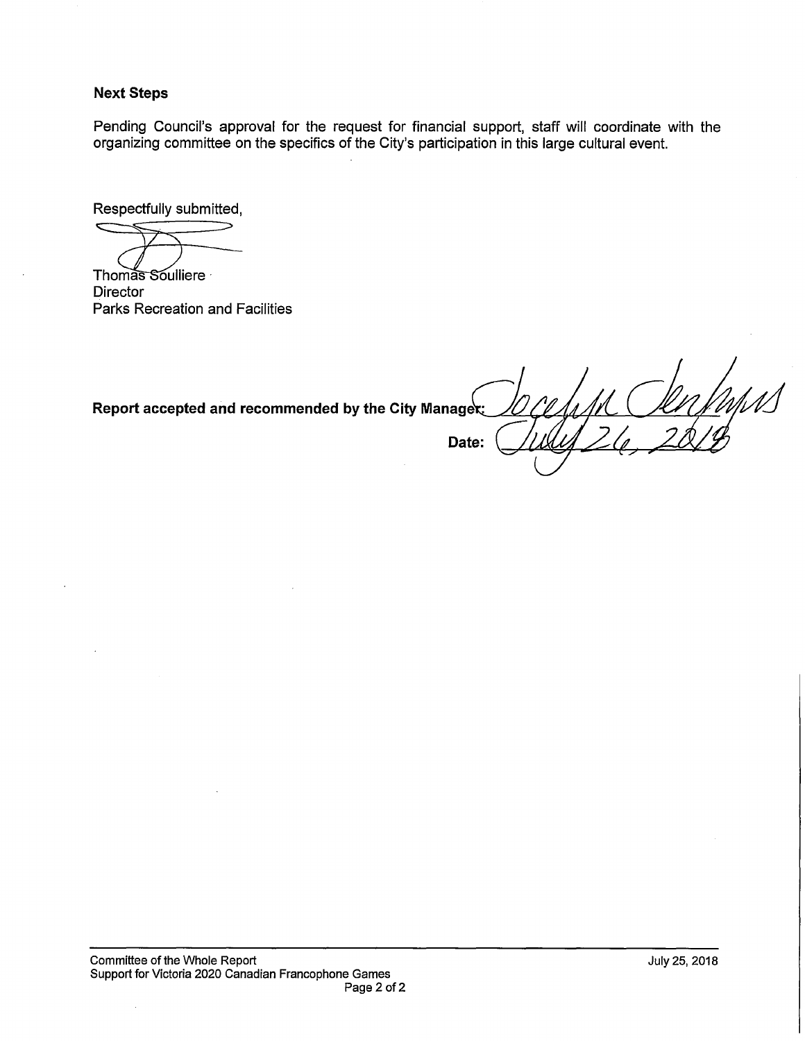**Next Steps**

Pending Council's approval for the request for financial support, staff will coordinate with the organizing committee on the specifics of the City's participation in this large cultural event.

Respectfully submitted,

Thomas Soulliere
Director
Parks Recreation and Facilities

**Report accepted and recommended by the City Manager:** Jocelyn Jenkyns

**Date:** July 26, 2018